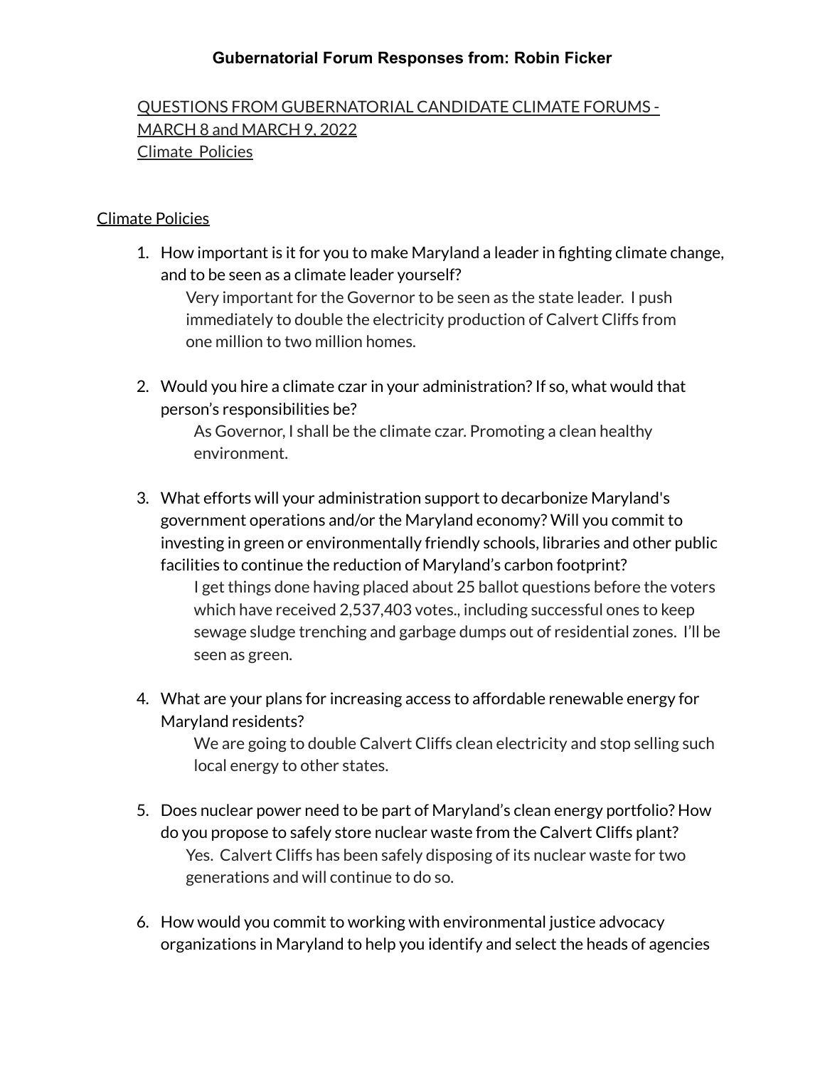**Gubernatorial Forum Responses from: Robin Ficker**

QUESTIONS FROM GUBERNATORIAL CANDIDATE CLIMATE FORUMS - MARCH 8 and MARCH 9, 2022
Climate Policies

## Climate Policies

1. How important is it for you to make Maryland a leader in fighting climate change, and to be seen as a climate leader yourself?

   Very important for the Governor to be seen as the state leader. I push immediately to double the electricity production of Calvert Cliffs from one million to two million homes.

2. Would you hire a climate czar in your administration? If so, what would that person's responsibilities be?

   As Governor, I shall be the climate czar. Promoting a clean healthy environment.

3. What efforts will your administration support to decarbonize Maryland's government operations and/or the Maryland economy? Will you commit to investing in green or environmentally friendly schools, libraries and other public facilities to continue the reduction of Maryland's carbon footprint?

   I get things done having placed about 25 ballot questions before the voters which have received 2,537,403 votes., including successful ones to keep sewage sludge trenching and garbage dumps out of residential zones. I'll be seen as green.

4. What are your plans for increasing access to affordable renewable energy for Maryland residents?

   We are going to double Calvert Cliffs clean electricity and stop selling such local energy to other states.

5. Does nuclear power need to be part of Maryland's clean energy portfolio? How do you propose to safely store nuclear waste from the Calvert Cliffs plant?

   Yes. Calvert Cliffs has been safely disposing of its nuclear waste for two generations and will continue to do so.

6. How would you commit to working with environmental justice advocacy organizations in Maryland to help you identify and select the heads of agencies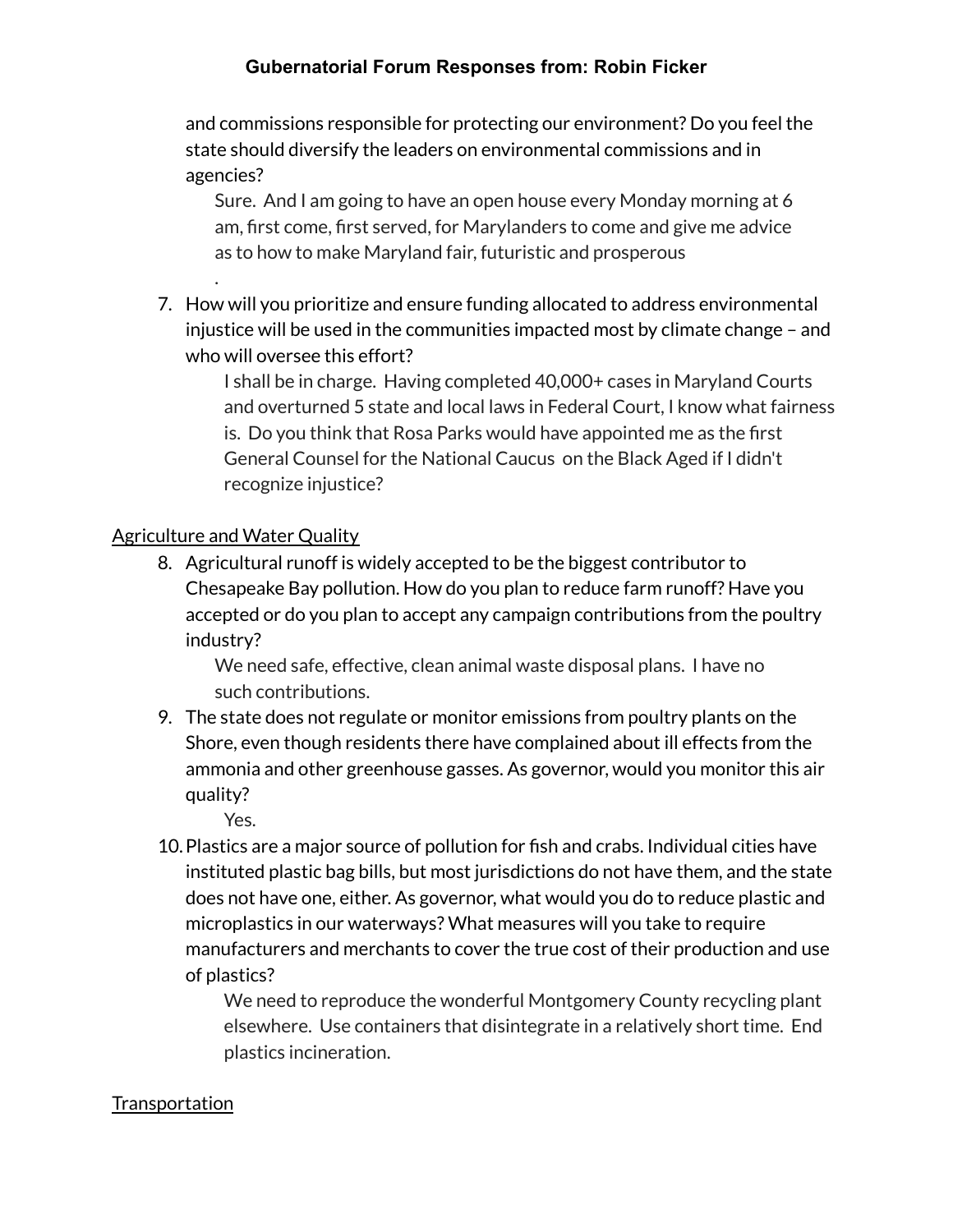and commissions responsible for protecting our environment? Do you feel the state should diversify the leaders on environmental commissions and in agencies?

   Sure. And I am going to have an open house every Monday morning at 6 am, first come, first served, for Marylanders to come and give me advice as to how to make Maryland fair, futuristic and prosperous

   .

7. How will you prioritize and ensure funding allocated to address environmental injustice will be used in the communities impacted most by climate change – and who will oversee this effort?

   I shall be in charge. Having completed 40,000+ cases in Maryland Courts and overturned 5 state and local laws in Federal Court, I know what fairness is. Do you think that Rosa Parks would have appointed me as the first General Counsel for the National Caucus on the Black Aged if I didn't recognize injustice?

<u>Agriculture and Water Quality</u>

8. Agricultural runoff is widely accepted to be the biggest contributor to Chesapeake Bay pollution. How do you plan to reduce farm runoff? Have you accepted or do you plan to accept any campaign contributions from the poultry industry?

   We need safe, effective, clean animal waste disposal plans. I have no such contributions.

9. The state does not regulate or monitor emissions from poultry plants on the Shore, even though residents there have complained about ill effects from the ammonia and other greenhouse gasses. As governor, would you monitor this air quality?

   Yes.

10. Plastics are a major source of pollution for fish and crabs. Individual cities have instituted plastic bag bills, but most jurisdictions do not have them, and the state does not have one, either. As governor, what would you do to reduce plastic and microplastics in our waterways? What measures will you take to require manufacturers and merchants to cover the true cost of their production and use of plastics?

    We need to reproduce the wonderful Montgomery County recycling plant elsewhere. Use containers that disintegrate in a relatively short time. End plastics incineration.

<u>Transportation</u>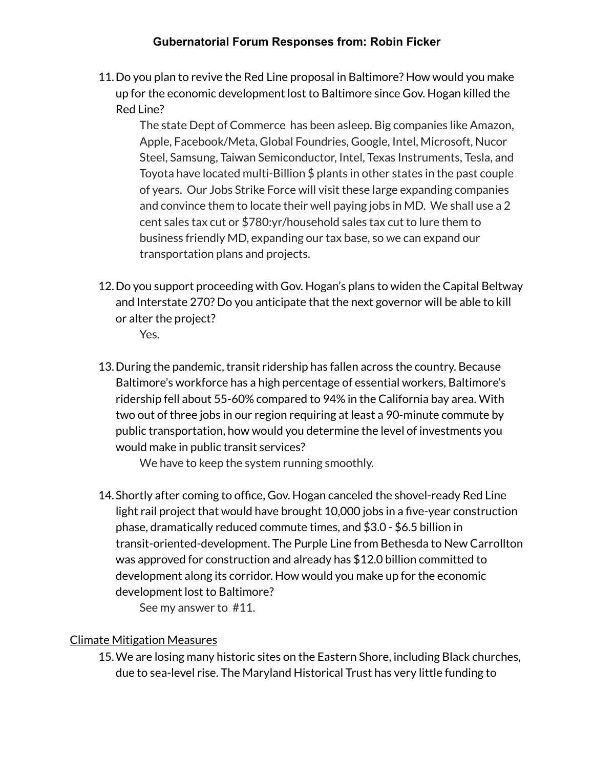**Gubernatorial Forum Responses from: Robin Ficker**

11. Do you plan to revive the Red Line proposal in Baltimore? How would you make up for the economic development lost to Baltimore since Gov. Hogan killed the Red Line?

    The state Dept of Commerce has been asleep. Big companies like Amazon, Apple, Facebook/Meta, Global Foundries, Google, Intel, Microsoft, Nucor Steel, Samsung, Taiwan Semiconductor, Intel, Texas Instruments, Tesla, and Toyota have located multi-Billion $ plants in other states in the past couple of years. Our Jobs Strike Force will visit these large expanding companies and convince them to locate their well paying jobs in MD. We shall use a 2 cent sales tax cut or $780:yr/household sales tax cut to lure them to business friendly MD, expanding our tax base, so we can expand our transportation plans and projects.

12. Do you support proceeding with Gov. Hogan's plans to widen the Capital Beltway and Interstate 270? Do you anticipate that the next governor will be able to kill or alter the project?

    Yes.

13. During the pandemic, transit ridership has fallen across the country. Because Baltimore's workforce has a high percentage of essential workers, Baltimore's ridership fell about 55-60% compared to 94% in the California bay area. With two out of three jobs in our region requiring at least a 90-minute commute by public transportation, how would you determine the level of investments you would make in public transit services?

    We have to keep the system running smoothly.

14. Shortly after coming to office, Gov. Hogan canceled the shovel-ready Red Line light rail project that would have brought 10,000 jobs in a five-year construction phase, dramatically reduced commute times, and $3.0 - $6.5 billion in transit-oriented-development. The Purple Line from Bethesda to New Carrollton was approved for construction and already has $12.0 billion committed to development along its corridor. How would you make up for the economic development lost to Baltimore?

    See my answer to #11.

Climate Mitigation Measures

15. We are losing many historic sites on the Eastern Shore, including Black churches, due to sea-level rise. The Maryland Historical Trust has very little funding to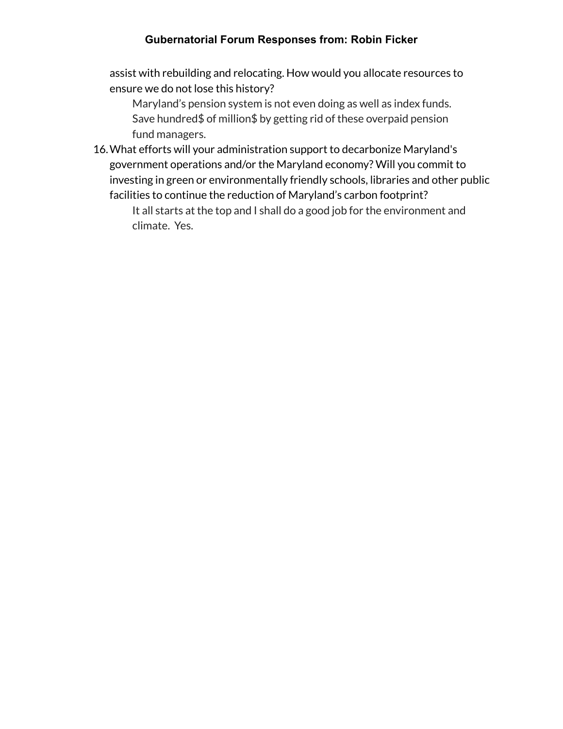assist with rebuilding and relocating. How would you allocate resources to ensure we do not lose this history?

Maryland's pension system is not even doing as well as index funds. Save hundred$ of million$ by getting rid of these overpaid pension fund managers.

16. What efforts will your administration support to decarbonize Maryland's government operations and/or the Maryland economy? Will you commit to investing in green or environmentally friendly schools, libraries and other public facilities to continue the reduction of Maryland's carbon footprint?

    It all starts at the top and I shall do a good job for the environment and climate. Yes.